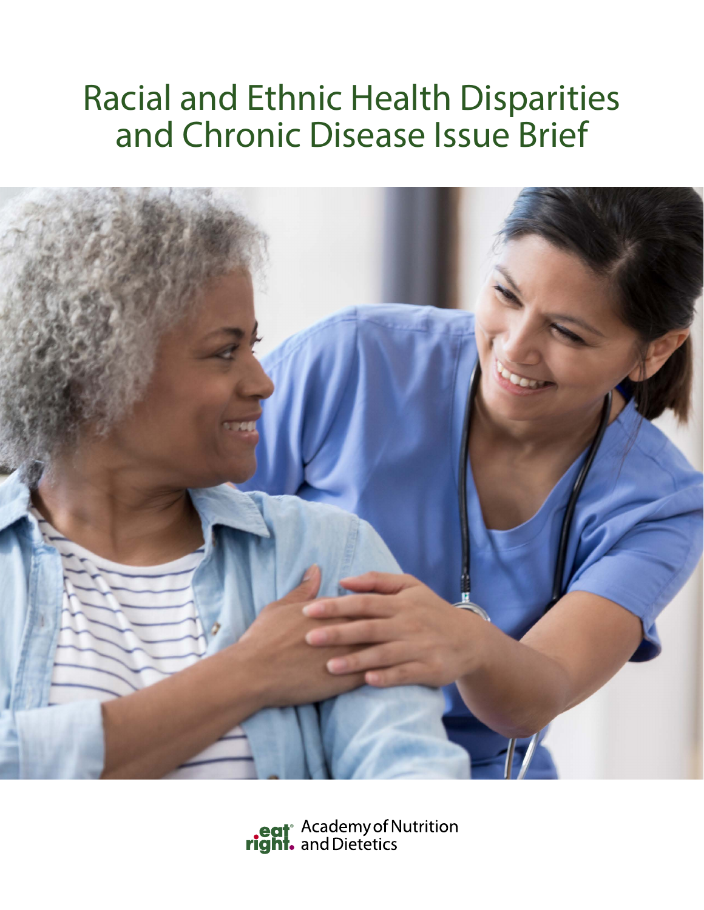# Racial and Ethnic Health Disparities and Chronic Disease Issue Brief

eat right. Academy of Nutrition and Dietetics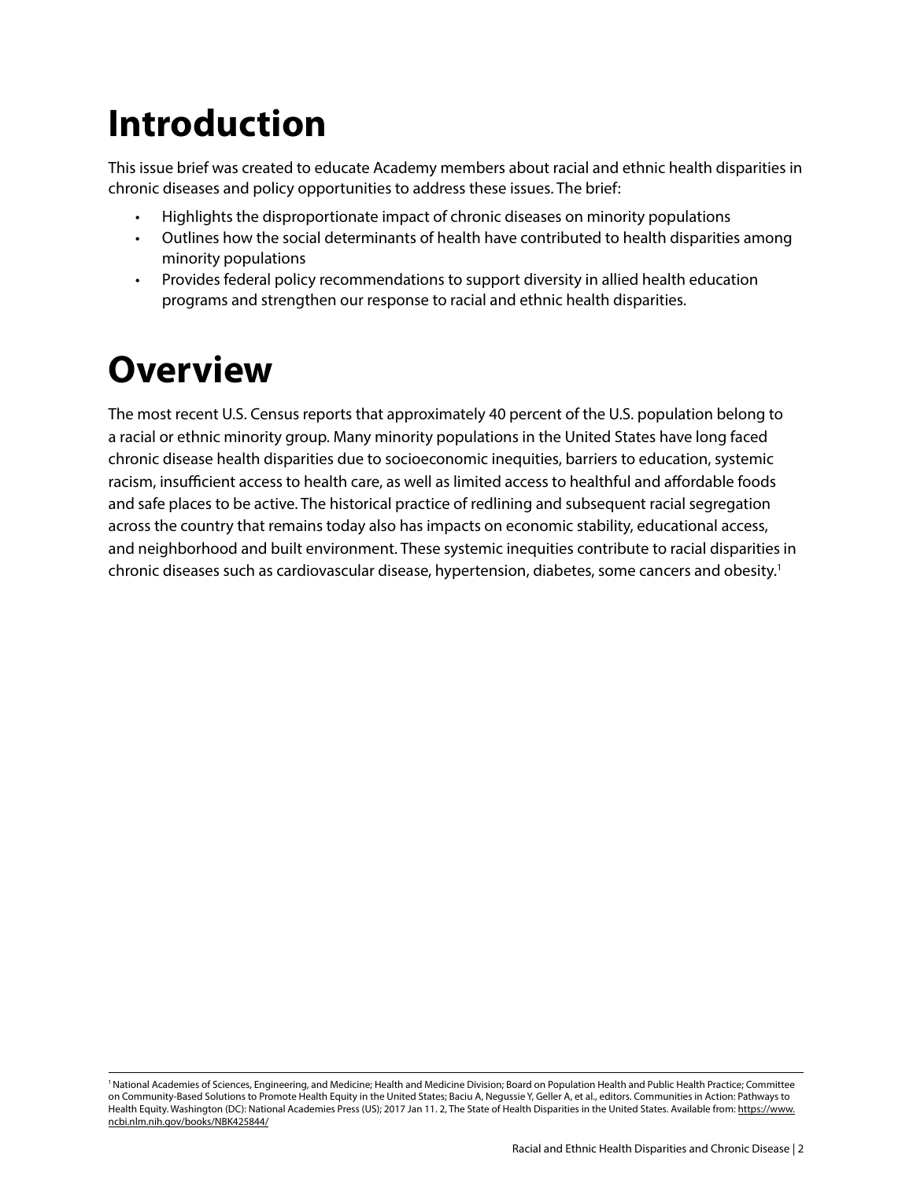# Introduction

This issue brief was created to educate Academy members about racial and ethnic health disparities in chronic diseases and policy opportunities to address these issues. The brief:

- Highlights the disproportionate impact of chronic diseases on minority populations
- Outlines how the social determinants of health have contributed to health disparities among minority populations
- Provides federal policy recommendations to support diversity in allied health education programs and strengthen our response to racial and ethnic health disparities.

# Overview

The most recent U.S. Census reports that approximately 40 percent of the U.S. population belong to a racial or ethnic minority group. Many minority populations in the United States have long faced chronic disease health disparities due to socioeconomic inequities, barriers to education, systemic racism, insufficient access to health care, as well as limited access to healthful and affordable foods and safe places to be active. The historical practice of redlining and subsequent racial segregation across the country that remains today also has impacts on economic stability, educational access, and neighborhood and built environment. These systemic inequities contribute to racial disparities in chronic diseases such as cardiovascular disease, hypertension, diabetes, some cancers and obesity.[1]

---

[1] National Academies of Sciences, Engineering, and Medicine; Health and Medicine Division; Board on Population Health and Public Health Practice; Committee on Community-Based Solutions to Promote Health Equity in the United States; Baciu A, Negussie Y, Geller A, et al., editors. Communities in Action: Pathways to Health Equity. Washington (DC): National Academies Press (US); 2017 Jan 11. 2, The State of Health Disparities in the United States. Available from: https://www.ncbi.nlm.nih.gov/books/NBK425844/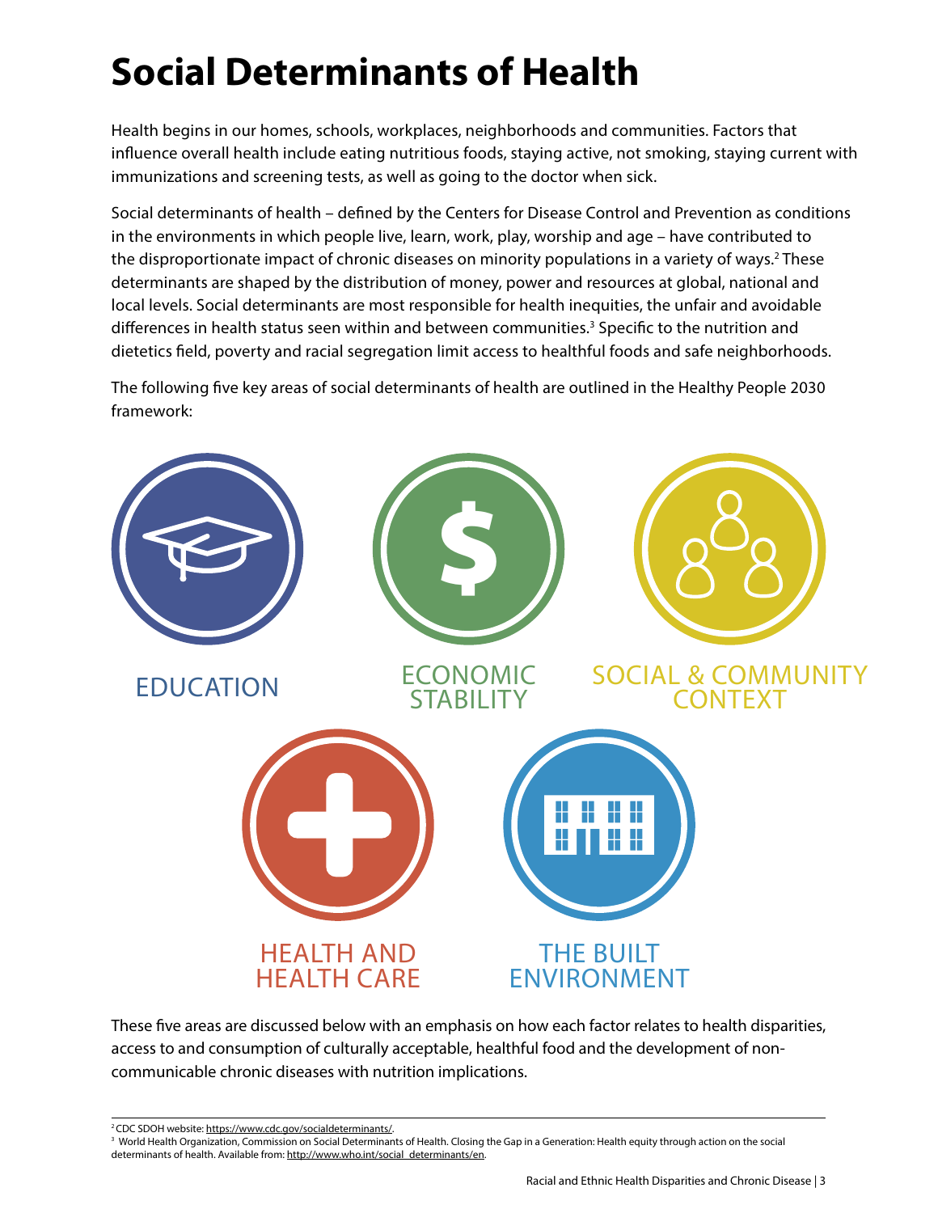# Social Determinants of Health

Health begins in our homes, schools, workplaces, neighborhoods and communities. Factors that influence overall health include eating nutritious foods, staying active, not smoking, staying current with immunizations and screening tests, as well as going to the doctor when sick.

Social determinants of health – defined by the Centers for Disease Control and Prevention as conditions in the environments in which people live, learn, work, play, worship and age – have contributed to the disproportionate impact of chronic diseases on minority populations in a variety of ways.[2] These determinants are shaped by the distribution of money, power and resources at global, national and local levels. Social determinants are most responsible for health inequities, the unfair and avoidable differences in health status seen within and between communities.[3] Specific to the nutrition and dietetics field, poverty and racial segregation limit access to healthful foods and safe neighborhoods.

The following five key areas of social determinants of health are outlined in the Healthy People 2030 framework:

EDUCATION

ECONOMIC STABILITY

SOCIAL & COMMUNITY CONTEXT

HEALTH AND HEALTH CARE

THE BUILT ENVIRONMENT

These five areas are discussed below with an emphasis on how each factor relates to health disparities, access to and consumption of culturally acceptable, healthful food and the development of non-communicable chronic diseases with nutrition implications.

---

[2] CDC SDOH website: https://www.cdc.gov/socialdeterminants/.

[3] World Health Organization, Commission on Social Determinants of Health. Closing the Gap in a Generation: Health equity through action on the social determinants of health. Available from: http://www.who.int/social_determinants/en.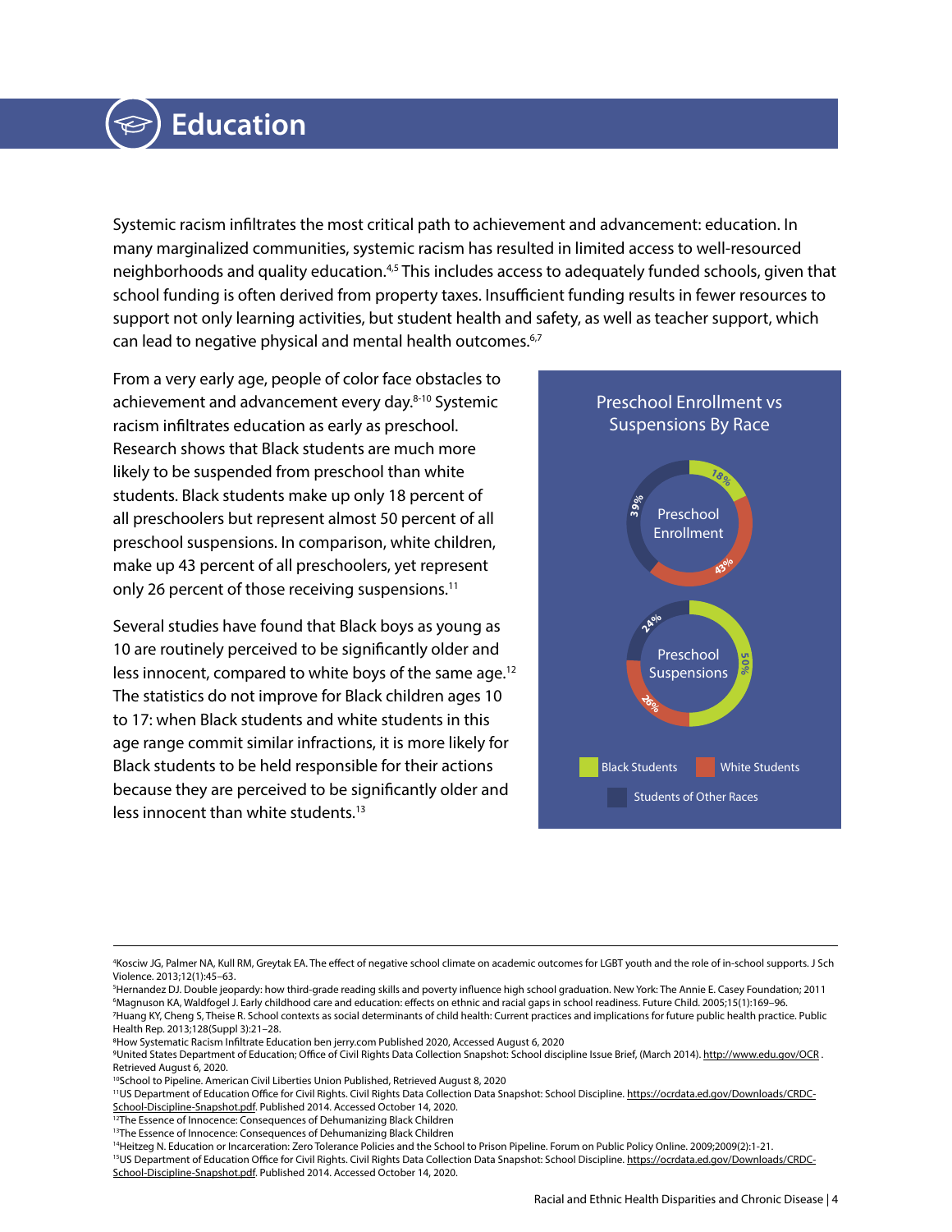# Education

Systemic racism infiltrates the most critical path to achievement and advancement: education. In many marginalized communities, systemic racism has resulted in limited access to well-resourced neighborhoods and quality education.[4,5] This includes access to adequately funded schools, given that school funding is often derived from property taxes. Insufficient funding results in fewer resources to support not only learning activities, but student health and safety, as well as teacher support, which can lead to negative physical and mental health outcomes.[6,7]

From a very early age, people of color face obstacles to achievement and advancement every day.[8-10] Systemic racism infiltrates education as early as preschool. Research shows that Black students are much more likely to be suspended from preschool than white students. Black students make up only 18 percent of all preschoolers but represent almost 50 percent of all preschool suspensions. In comparison, white children, make up 43 percent of all preschoolers, yet represent only 26 percent of those receiving suspensions.[11]

Several studies have found that Black boys as young as 10 are routinely perceived to be significantly older and less innocent, compared to white boys of the same age.[12] The statistics do not improve for Black children ages 10 to 17: when Black students and white students in this age range commit similar infractions, it is more likely for Black students to be held responsible for their actions because they are perceived to be significantly older and less innocent than white students.[13]

**Preschool Enrollment vs Suspensions By Race**

| | Black Students | White Students | Students of Other Races |
|---|---|---|---|
| Preschool Enrollment | 18% | 43% | 39% |
| Preschool Suspensions | 50% | 26% | 24% |

---

[4] Kosciw JG, Palmer NA, Kull RM, Greytak EA. The effect of negative school climate on academic outcomes for LGBT youth and the role of in-school supports. J Sch Violence. 2013;12(1):45–63.

[5] Hernandez DJ. Double jeopardy: how third-grade reading skills and poverty influence high school graduation. New York: The Annie E. Casey Foundation; 2011

[6] Magnuson KA, Waldfogel J. Early childhood care and education: effects on ethnic and racial gaps in school readiness. Future Child. 2005;15(1):169–96.

[7] Huang KY, Cheng S, Theise R. School contexts as social determinants of child health: Current practices and implications for future public health practice. Public Health Rep. 2013;128(Suppl 3):21–28.

[8] How Systematic Racism Infiltrate Education ben jerry.com Published 2020, Accessed August 6, 2020

[9] United States Department of Education; Office of Civil Rights Data Collection Snapshot: School discipline Issue Brief, (March 2014). http://www.edu.gov/OCR . Retrieved August 6, 2020.

[10] School to Pipeline. American Civil Liberties Union Published, Retrieved August 8, 2020

[11] US Department of Education Office for Civil Rights. Civil Rights Data Collection Data Snapshot: School Discipline. https://ocrdata.ed.gov/Downloads/CRDC-School-Discipline-Snapshot.pdf. Published 2014. Accessed October 14, 2020.

[12] The Essence of Innocence: Consequences of Dehumanizing Black Children

[13] The Essence of Innocence: Consequences of Dehumanizing Black Children

[14] Heitzeg N. Education or Incarceration: Zero Tolerance Policies and the School to Prison Pipeline. Forum on Public Policy Online. 2009;2009(2):1-21.

[15] US Department of Education Office for Civil Rights. Civil Rights Data Collection Data Snapshot: School Discipline. https://ocrdata.ed.gov/Downloads/CRDC-School-Discipline-Snapshot.pdf. Published 2014. Accessed October 14, 2020.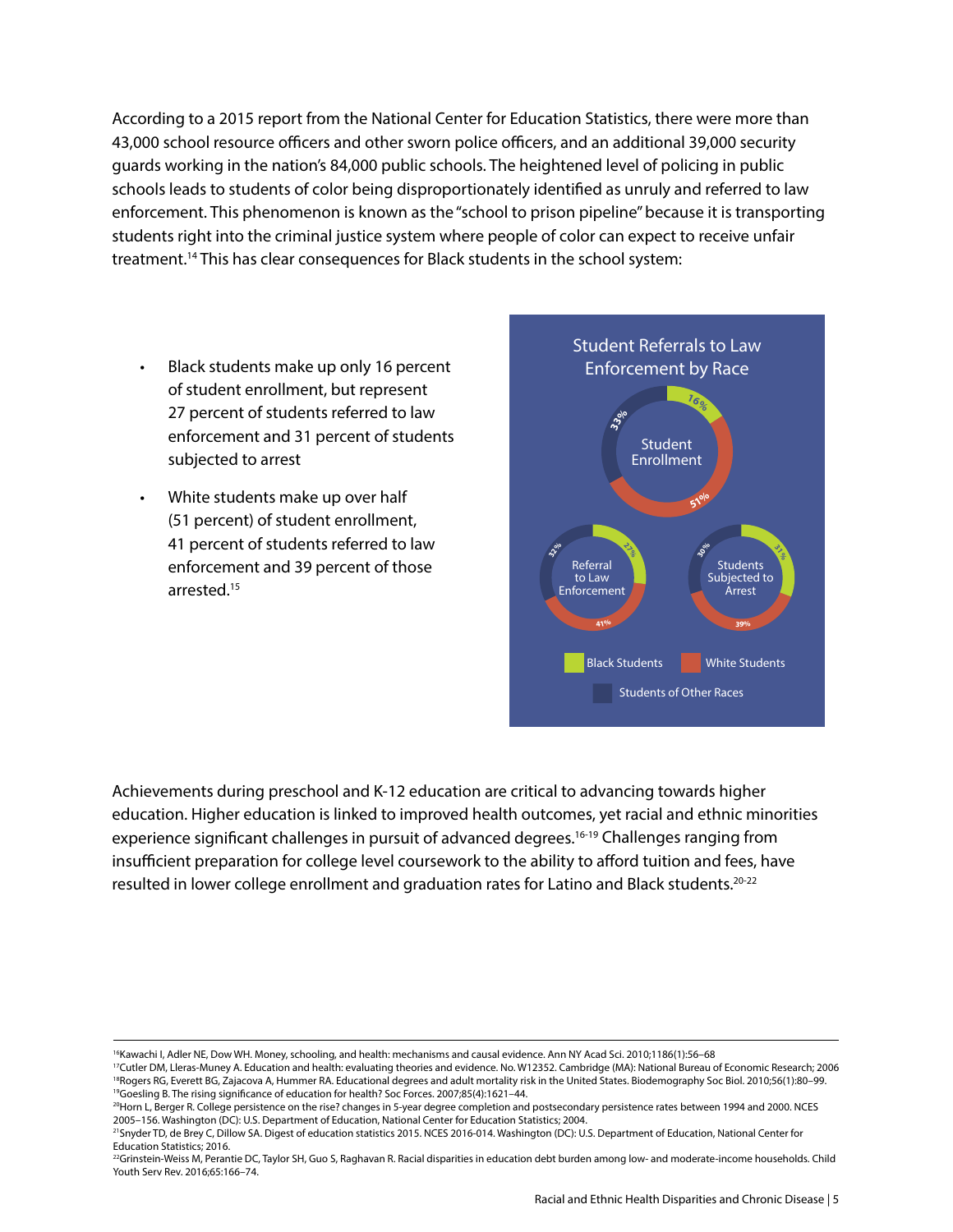According to a 2015 report from the National Center for Education Statistics, there were more than 43,000 school resource officers and other sworn police officers, and an additional 39,000 security guards working in the nation's 84,000 public schools. The heightened level of policing in public schools leads to students of color being disproportionately identified as unruly and referred to law enforcement. This phenomenon is known as the "school to prison pipeline" because it is transporting students right into the criminal justice system where people of color can expect to receive unfair treatment.[14] This has clear consequences for Black students in the school system:

- Black students make up only 16 percent of student enrollment, but represent 27 percent of students referred to law enforcement and 31 percent of students subjected to arrest
- White students make up over half (51 percent) of student enrollment, 41 percent of students referred to law enforcement and 39 percent of those arrested.[15]

**Student Referrals to Law Enforcement by Race**

| | Black Students | White Students | Students of Other Races |
|---|---|---|---|
| Student Enrollment | 16% | 51% | 33% |
| Referral to Law Enforcement | 27% | 41% | 32% |
| Students Subjected to Arrest | 31% | 39% | 30% |

Achievements during preschool and K-12 education are critical to advancing towards higher education. Higher education is linked to improved health outcomes, yet racial and ethnic minorities experience significant challenges in pursuit of advanced degrees.[16-19] Challenges ranging from insufficient preparation for college level coursework to the ability to afford tuition and fees, have resulted in lower college enrollment and graduation rates for Latino and Black students.[20-22]

---

[16] Kawachi I, Adler NE, Dow WH. Money, schooling, and health: mechanisms and causal evidence. Ann NY Acad Sci. 2010;1186(1):56–68

[17] Cutler DM, Lleras-Muney A. Education and health: evaluating theories and evidence. No. W12352. Cambridge (MA): National Bureau of Economic Research; 2006

[18] Rogers RG, Everett BG, Zajacova A, Hummer RA. Educational degrees and adult mortality risk in the United States. Biodemography Soc Biol. 2010;56(1):80–99.

[19] Goesling B. The rising significance of education for health? Soc Forces. 2007;85(4):1621–44.

[20] Horn L, Berger R. College persistence on the rise? changes in 5-year degree completion and postsecondary persistence rates between 1994 and 2000. NCES 2005–156. Washington (DC): U.S. Department of Education, National Center for Education Statistics; 2004.

[21] Snyder TD, de Brey C, Dillow SA. Digest of education statistics 2015. NCES 2016-014. Washington (DC): U.S. Department of Education, National Center for Education Statistics; 2016.

[22] Grinstein-Weiss M, Perantie DC, Taylor SH, Guo S, Raghavan R. Racial disparities in education debt burden among low- and moderate-income households. Child Youth Serv Rev. 2016;65:166–74.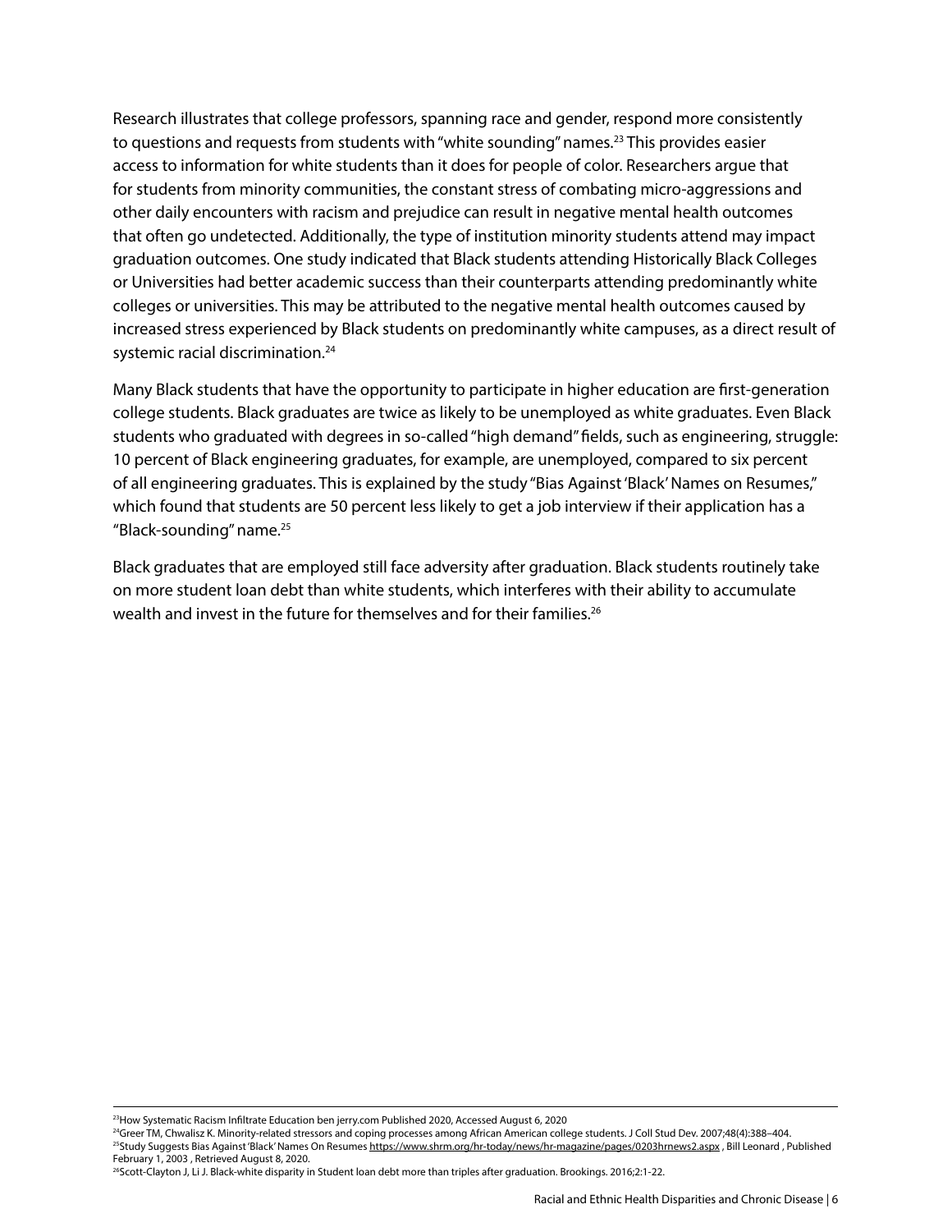Research illustrates that college professors, spanning race and gender, respond more consistently to questions and requests from students with "white sounding" names.[23] This provides easier access to information for white students than it does for people of color. Researchers argue that for students from minority communities, the constant stress of combating micro-aggressions and other daily encounters with racism and prejudice can result in negative mental health outcomes that often go undetected. Additionally, the type of institution minority students attend may impact graduation outcomes. One study indicated that Black students attending Historically Black Colleges or Universities had better academic success than their counterparts attending predominantly white colleges or universities. This may be attributed to the negative mental health outcomes caused by increased stress experienced by Black students on predominantly white campuses, as a direct result of systemic racial discrimination.[24]

Many Black students that have the opportunity to participate in higher education are first-generation college students. Black graduates are twice as likely to be unemployed as white graduates. Even Black students who graduated with degrees in so-called "high demand" fields, such as engineering, struggle: 10 percent of Black engineering graduates, for example, are unemployed, compared to six percent of all engineering graduates. This is explained by the study "Bias Against 'Black' Names on Resumes," which found that students are 50 percent less likely to get a job interview if their application has a "Black-sounding" name.[25]

Black graduates that are employed still face adversity after graduation. Black students routinely take on more student loan debt than white students, which interferes with their ability to accumulate wealth and invest in the future for themselves and for their families.[26]

---

[23] How Systematic Racism Infiltrate Education ben jerry.com Published 2020, Accessed August 6, 2020

[24] Greer TM, Chwalisz K. Minority-related stressors and coping processes among African American college students. J Coll Stud Dev. 2007;48(4):388–404.

[25] Study Suggests Bias Against 'Black' Names On Resumes https://www.shrm.org/hr-today/news/hr-magazine/pages/0203hrnews2.aspx , Bill Leonard , Published February 1, 2003 , Retrieved August 8, 2020.

[26] Scott-Clayton J, Li J. Black-white disparity in Student loan debt more than triples after graduation. Brookings. 2016;2:1-22.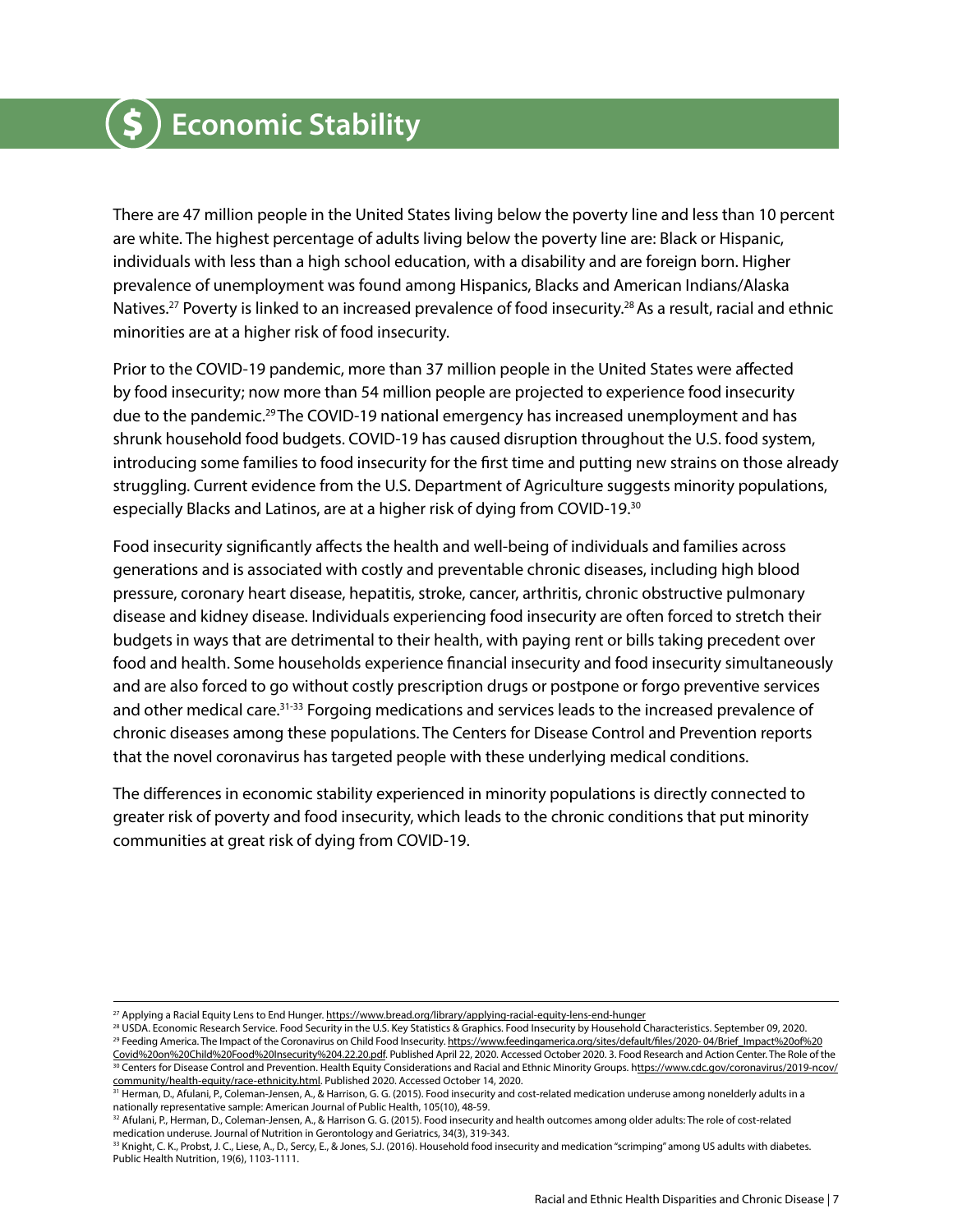# Economic Stability

There are 47 million people in the United States living below the poverty line and less than 10 percent are white. The highest percentage of adults living below the poverty line are: Black or Hispanic, individuals with less than a high school education, with a disability and are foreign born. Higher prevalence of unemployment was found among Hispanics, Blacks and American Indians/Alaska Natives.[27] Poverty is linked to an increased prevalence of food insecurity.[28] As a result, racial and ethnic minorities are at a higher risk of food insecurity.

Prior to the COVID-19 pandemic, more than 37 million people in the United States were affected by food insecurity; now more than 54 million people are projected to experience food insecurity due to the pandemic.[29] The COVID-19 national emergency has increased unemployment and has shrunk household food budgets. COVID-19 has caused disruption throughout the U.S. food system, introducing some families to food insecurity for the first time and putting new strains on those already struggling. Current evidence from the U.S. Department of Agriculture suggests minority populations, especially Blacks and Latinos, are at a higher risk of dying from COVID-19.[30]

Food insecurity significantly affects the health and well-being of individuals and families across generations and is associated with costly and preventable chronic diseases, including high blood pressure, coronary heart disease, hepatitis, stroke, cancer, arthritis, chronic obstructive pulmonary disease and kidney disease. Individuals experiencing food insecurity are often forced to stretch their budgets in ways that are detrimental to their health, with paying rent or bills taking precedent over food and health. Some households experience financial insecurity and food insecurity simultaneously and are also forced to go without costly prescription drugs or postpone or forgo preventive services and other medical care.[31-33] Forgoing medications and services leads to the increased prevalence of chronic diseases among these populations. The Centers for Disease Control and Prevention reports that the novel coronavirus has targeted people with these underlying medical conditions.

The differences in economic stability experienced in minority populations is directly connected to greater risk of poverty and food insecurity, which leads to the chronic conditions that put minority communities at great risk of dying from COVID-19.

---

[27] Applying a Racial Equity Lens to End Hunger. https://www.bread.org/library/applying-racial-equity-lens-end-hunger

[28] USDA. Economic Research Service. Food Security in the U.S. Key Statistics & Graphics. Food Insecurity by Household Characteristics. September 09, 2020.

[29] Feeding America. The Impact of the Coronavirus on Child Food Insecurity. https://www.feedingamerica.org/sites/default/files/2020- 04/Brief_Impact%20of%20Covid%20on%20Child%20Food%20Insecurity%204.22.20.pdf. Published April 22, 2020. Accessed October 2020. 3. Food Research and Action Center. The Role of the

[30] Centers for Disease Control and Prevention. Health Equity Considerations and Racial and Ethnic Minority Groups. https://www.cdc.gov/coronavirus/2019-ncov/community/health-equity/race-ethnicity.html. Published 2020. Accessed October 14, 2020.

[31] Herman, D., Afulani, P., Coleman-Jensen, A., & Harrison, G. G. (2015). Food insecurity and cost-related medication underuse among nonelderly adults in a nationally representative sample: American Journal of Public Health, 105(10), 48-59.

[32] Afulani, P., Herman, D., Coleman-Jensen, A., & Harrison G. G. (2015). Food insecurity and health outcomes among older adults: The role of cost-related medication underuse. Journal of Nutrition in Gerontology and Geriatrics, 34(3), 319-343.

[33] Knight, C. K., Probst, J. C., Liese, A., D., Sercy, E., & Jones, S.J. (2016). Household food insecurity and medication "scrimping" among US adults with diabetes. Public Health Nutrition, 19(6), 1103-1111.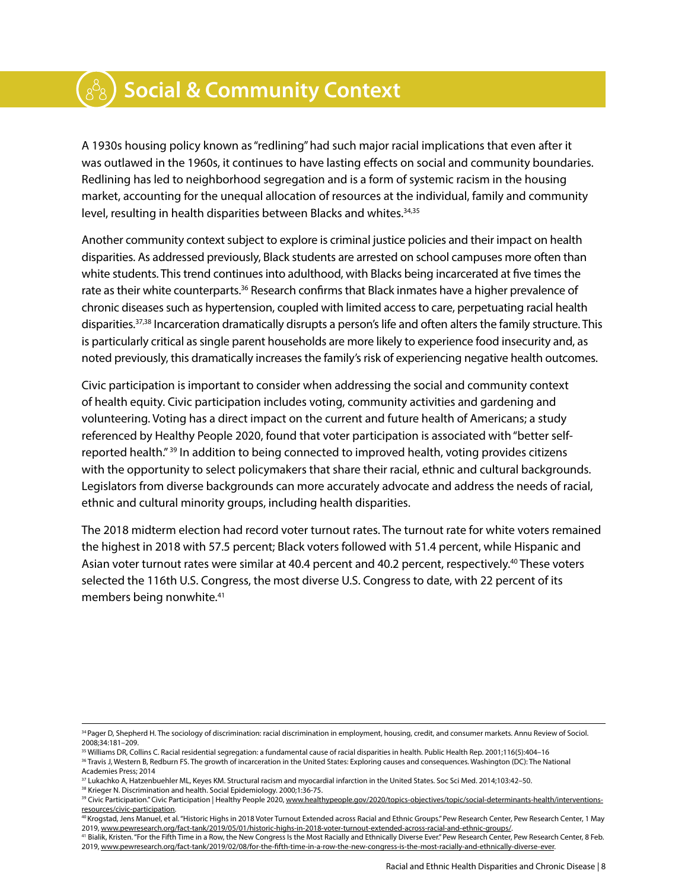# Social & Community Context

A 1930s housing policy known as "redlining" had such major racial implications that even after it was outlawed in the 1960s, it continues to have lasting effects on social and community boundaries. Redlining has led to neighborhood segregation and is a form of systemic racism in the housing market, accounting for the unequal allocation of resources at the individual, family and community level, resulting in health disparities between Blacks and whites.[34,35]

Another community context subject to explore is criminal justice policies and their impact on health disparities. As addressed previously, Black students are arrested on school campuses more often than white students. This trend continues into adulthood, with Blacks being incarcerated at five times the rate as their white counterparts.[36] Research confirms that Black inmates have a higher prevalence of chronic diseases such as hypertension, coupled with limited access to care, perpetuating racial health disparities.[37,38] Incarceration dramatically disrupts a person's life and often alters the family structure. This is particularly critical as single parent households are more likely to experience food insecurity and, as noted previously, this dramatically increases the family's risk of experiencing negative health outcomes.

Civic participation is important to consider when addressing the social and community context of health equity. Civic participation includes voting, community activities and gardening and volunteering. Voting has a direct impact on the current and future health of Americans; a study referenced by Healthy People 2020, found that voter participation is associated with "better self-reported health."[39] In addition to being connected to improved health, voting provides citizens with the opportunity to select policymakers that share their racial, ethnic and cultural backgrounds. Legislators from diverse backgrounds can more accurately advocate and address the needs of racial, ethnic and cultural minority groups, including health disparities.

The 2018 midterm election had record voter turnout rates. The turnout rate for white voters remained the highest in 2018 with 57.5 percent; Black voters followed with 51.4 percent, while Hispanic and Asian voter turnout rates were similar at 40.4 percent and 40.2 percent, respectively.[40] These voters selected the 116th U.S. Congress, the most diverse U.S. Congress to date, with 22 percent of its members being nonwhite.[41]

---

[34] Pager D, Shepherd H. The sociology of discrimination: racial discrimination in employment, housing, credit, and consumer markets. Annu Review of Sociol. 2008;34:181–209.

[35] Williams DR, Collins C. Racial residential segregation: a fundamental cause of racial disparities in health. Public Health Rep. 2001;116(5):404–16

[36] Travis J, Western B, Redburn FS. The growth of incarceration in the United States: Exploring causes and consequences. Washington (DC): The National Academies Press; 2014

[37] Lukachko A, Hatzenbuehler ML, Keyes KM. Structural racism and myocardial infarction in the United States. Soc Sci Med. 2014;103:42–50.

[38] Krieger N. Discrimination and health. Social Epidemiology. 2000;1:36-75.

[39] Civic Participation." Civic Participation | Healthy People 2020, www.healthypeople.gov/2020/topics-objectives/topic/social-determinants-health/interventions-resources/civic-participation.

[40] Krogstad, Jens Manuel, et al. "Historic Highs in 2018 Voter Turnout Extended across Racial and Ethnic Groups." Pew Research Center, Pew Research Center, 1 May 2019, www.pewresearch.org/fact-tank/2019/05/01/historic-highs-in-2018-voter-turnout-extended-across-racial-and-ethnic-groups/.

[41] Bialik, Kristen. "For the Fifth Time in a Row, the New Congress Is the Most Racially and Ethnically Diverse Ever." Pew Research Center, Pew Research Center, 8 Feb. 2019, www.pewresearch.org/fact-tank/2019/02/08/for-the-fifth-time-in-a-row-the-new-congress-is-the-most-racially-and-ethnically-diverse-ever.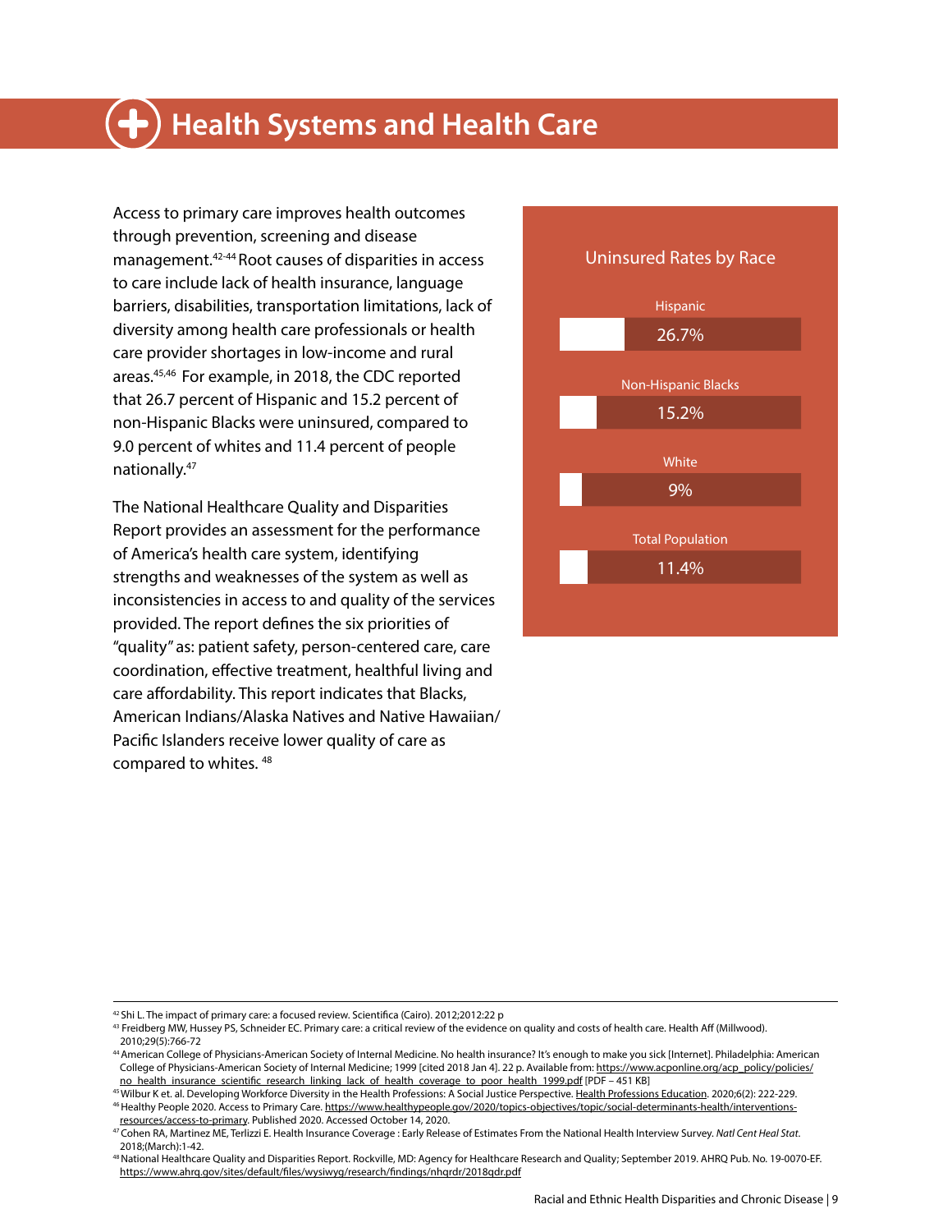# Health Systems and Health Care

Access to primary care improves health outcomes through prevention, screening and disease management.[42-44] Root causes of disparities in access to care include lack of health insurance, language barriers, disabilities, transportation limitations, lack of diversity among health care professionals or health care provider shortages in low-income and rural areas.[45,46] For example, in 2018, the CDC reported that 26.7 percent of Hispanic and 15.2 percent of non-Hispanic Blacks were uninsured, compared to 9.0 percent of whites and 11.4 percent of people nationally.[47]

The National Healthcare Quality and Disparities Report provides an assessment for the performance of America's health care system, identifying strengths and weaknesses of the system as well as inconsistencies in access to and quality of the services provided. The report defines the six priorities of "quality" as: patient safety, person-centered care, care coordination, effective treatment, healthful living and care affordability. This report indicates that Blacks, American Indians/Alaska Natives and Native Hawaiian/ Pacific Islanders receive lower quality of care as compared to whites. [48]

**Uninsured Rates by Race**

| Group | Uninsured Rate |
|---|---|
| Hispanic | 26.7% |
| Non-Hispanic Blacks | 15.2% |
| White | 9% |
| Total Population | 11.4% |

---

[42] Shi L. The impact of primary care: a focused review. Scientifica (Cairo). 2012;2012:22 p

[43] Freidberg MW, Hussey PS, Schneider EC. Primary care: a critical review of the evidence on quality and costs of health care. Health Aff (Millwood). 2010;29(5):766-72

[44] American College of Physicians-American Society of Internal Medicine. No health insurance? It's enough to make you sick [Internet]. Philadelphia: American College of Physicians-American Society of Internal Medicine; 1999 [cited 2018 Jan 4]. 22 p. Available from: https://www.acponline.org/acp_policy/policies/no_health_insurance_scientific_research_linking_lack_of_health_coverage_to_poor_health_1999.pdf [PDF – 451 KB]

[45] Wilbur K et. al. Developing Workforce Diversity in the Health Professions: A Social Justice Perspective. Health Professions Education. 2020;6(2): 222-229.

[46] Healthy People 2020. Access to Primary Care. https://www.healthypeople.gov/2020/topics-objectives/topic/social-determinants-health/interventions-resources/access-to-primary. Published 2020. Accessed October 14, 2020.

[47] Cohen RA, Martinez ME, Terlizzi E. Health Insurance Coverage : Early Release of Estimates From the National Health Interview Survey. *Natl Cent Heal Stat*. 2018;(March):1-42.

[48] National Healthcare Quality and Disparities Report. Rockville, MD: Agency for Healthcare Research and Quality; September 2019. AHRQ Pub. No. 19-0070-EF. https://www.ahrq.gov/sites/default/files/wysiwyg/research/findings/nhqrdr/2018qdr.pdf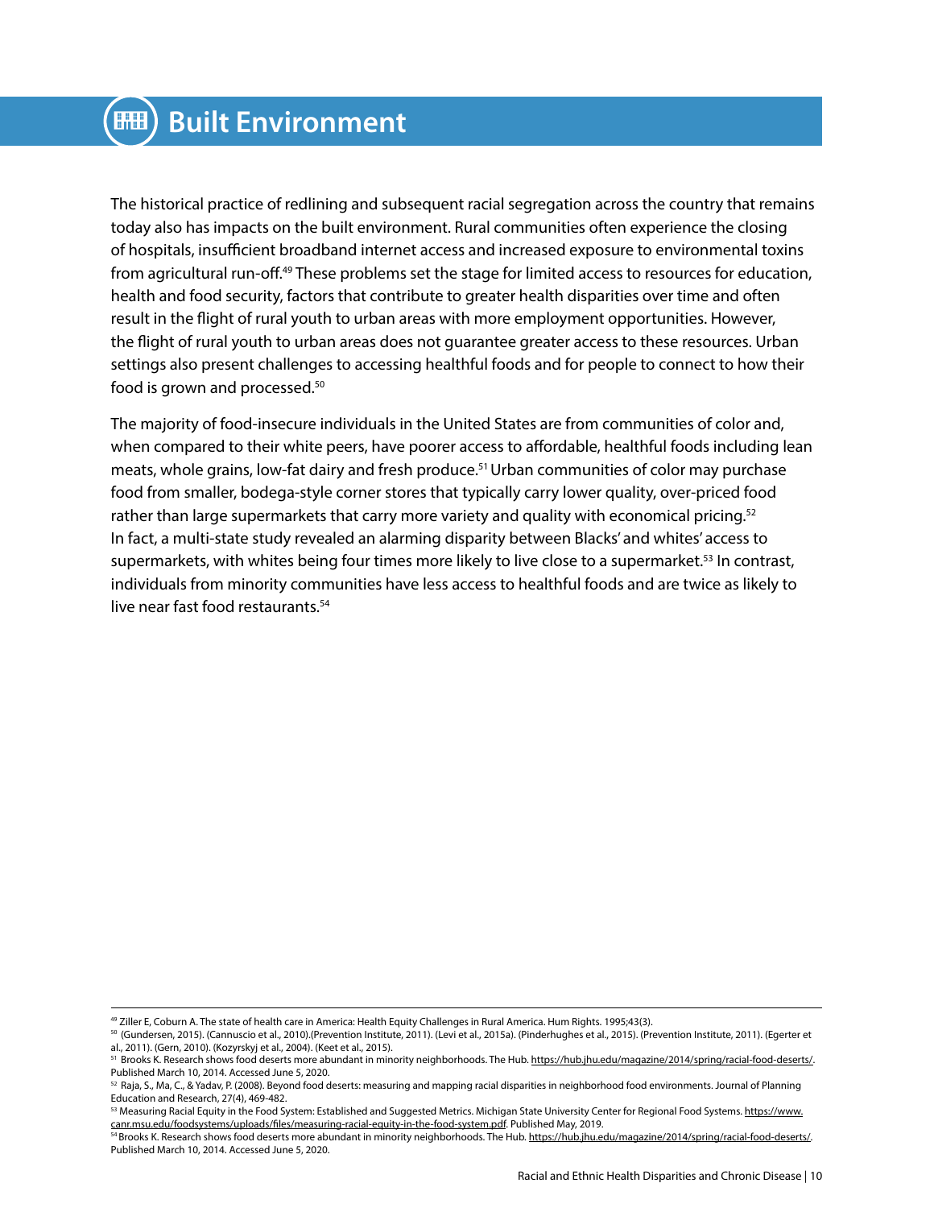# Built Environment

The historical practice of redlining and subsequent racial segregation across the country that remains today also has impacts on the built environment. Rural communities often experience the closing of hospitals, insufficient broadband internet access and increased exposure to environmental toxins from agricultural run-off.[49] These problems set the stage for limited access to resources for education, health and food security, factors that contribute to greater health disparities over time and often result in the flight of rural youth to urban areas with more employment opportunities. However, the flight of rural youth to urban areas does not guarantee greater access to these resources. Urban settings also present challenges to accessing healthful foods and for people to connect to how their food is grown and processed.[50]

The majority of food-insecure individuals in the United States are from communities of color and, when compared to their white peers, have poorer access to affordable, healthful foods including lean meats, whole grains, low-fat dairy and fresh produce.[51] Urban communities of color may purchase food from smaller, bodega-style corner stores that typically carry lower quality, over-priced food rather than large supermarkets that carry more variety and quality with economical pricing.[52] In fact, a multi-state study revealed an alarming disparity between Blacks' and whites' access to supermarkets, with whites being four times more likely to live close to a supermarket.[53] In contrast, individuals from minority communities have less access to healthful foods and are twice as likely to live near fast food restaurants.[54]

---

[49] Ziller E, Coburn A. The state of health care in America: Health Equity Challenges in Rural America. Hum Rights. 1995;43(3).

[50] (Gundersen, 2015). (Cannuscio et al., 2010).(Prevention Institute, 2011). (Levi et al., 2015a). (Pinderhughes et al., 2015). (Prevention Institute, 2011). (Egerter et al., 2011). (Gern, 2010). (Kozyrskyj et al., 2004). (Keet et al., 2015).

[51] Brooks K. Research shows food deserts more abundant in minority neighborhoods. The Hub. https://hub.jhu.edu/magazine/2014/spring/racial-food-deserts/. Published March 10, 2014. Accessed June 5, 2020.

[52] Raja, S., Ma, C., & Yadav, P. (2008). Beyond food deserts: measuring and mapping racial disparities in neighborhood food environments. Journal of Planning Education and Research, 27(4), 469-482.

[53] Measuring Racial Equity in the Food System: Established and Suggested Metrics. Michigan State University Center for Regional Food Systems. https://www.canr.msu.edu/foodsystems/uploads/files/measuring-racial-equity-in-the-food-system.pdf. Published May, 2019.

[54] Brooks K. Research shows food deserts more abundant in minority neighborhoods. The Hub. https://hub.jhu.edu/magazine/2014/spring/racial-food-deserts/. Published March 10, 2014. Accessed June 5, 2020.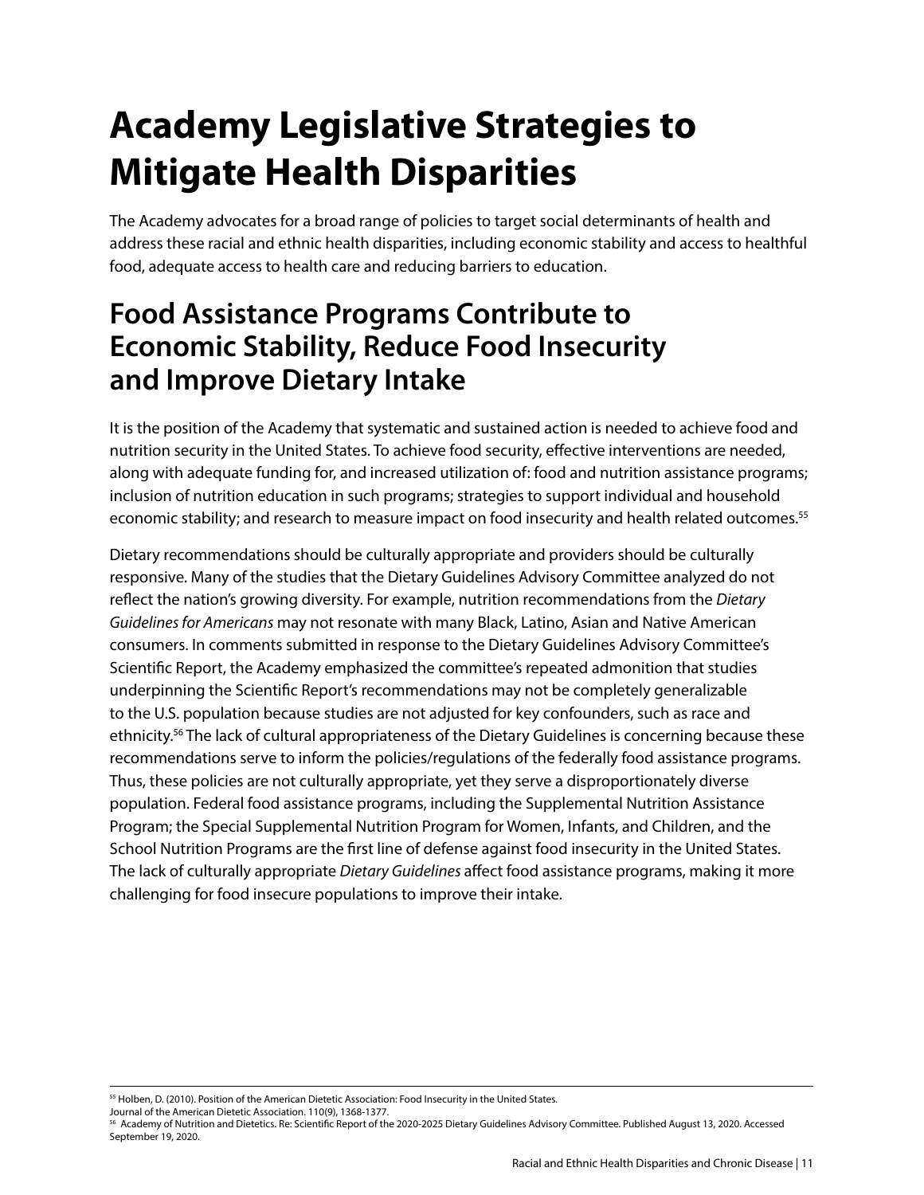# Academy Legislative Strategies to Mitigate Health Disparities

The Academy advocates for a broad range of policies to target social determinants of health and address these racial and ethnic health disparities, including economic stability and access to healthful food, adequate access to health care and reducing barriers to education.

## Food Assistance Programs Contribute to Economic Stability, Reduce Food Insecurity and Improve Dietary Intake

It is the position of the Academy that systematic and sustained action is needed to achieve food and nutrition security in the United States. To achieve food security, effective interventions are needed, along with adequate funding for, and increased utilization of: food and nutrition assistance programs; inclusion of nutrition education in such programs; strategies to support individual and household economic stability; and research to measure impact on food insecurity and health related outcomes.[55]

Dietary recommendations should be culturally appropriate and providers should be culturally responsive. Many of the studies that the Dietary Guidelines Advisory Committee analyzed do not reflect the nation's growing diversity. For example, nutrition recommendations from the *Dietary Guidelines for Americans* may not resonate with many Black, Latino, Asian and Native American consumers. In comments submitted in response to the Dietary Guidelines Advisory Committee's Scientific Report, the Academy emphasized the committee's repeated admonition that studies underpinning the Scientific Report's recommendations may not be completely generalizable to the U.S. population because studies are not adjusted for key confounders, such as race and ethnicity.[56] The lack of cultural appropriateness of the Dietary Guidelines is concerning because these recommendations serve to inform the policies/regulations of the federally food assistance programs. Thus, these policies are not culturally appropriate, yet they serve a disproportionately diverse population. Federal food assistance programs, including the Supplemental Nutrition Assistance Program; the Special Supplemental Nutrition Program for Women, Infants, and Children, and the School Nutrition Programs are the first line of defense against food insecurity in the United States. The lack of culturally appropriate *Dietary Guidelines* affect food assistance programs, making it more challenging for food insecure populations to improve their intake.

---

[55] Holben, D. (2010). Position of the American Dietetic Association: Food Insecurity in the United States. Journal of the American Dietetic Association. 110(9), 1368-1377.

[56] Academy of Nutrition and Dietetics. Re: Scientific Report of the 2020-2025 Dietary Guidelines Advisory Committee. Published August 13, 2020. Accessed September 19, 2020.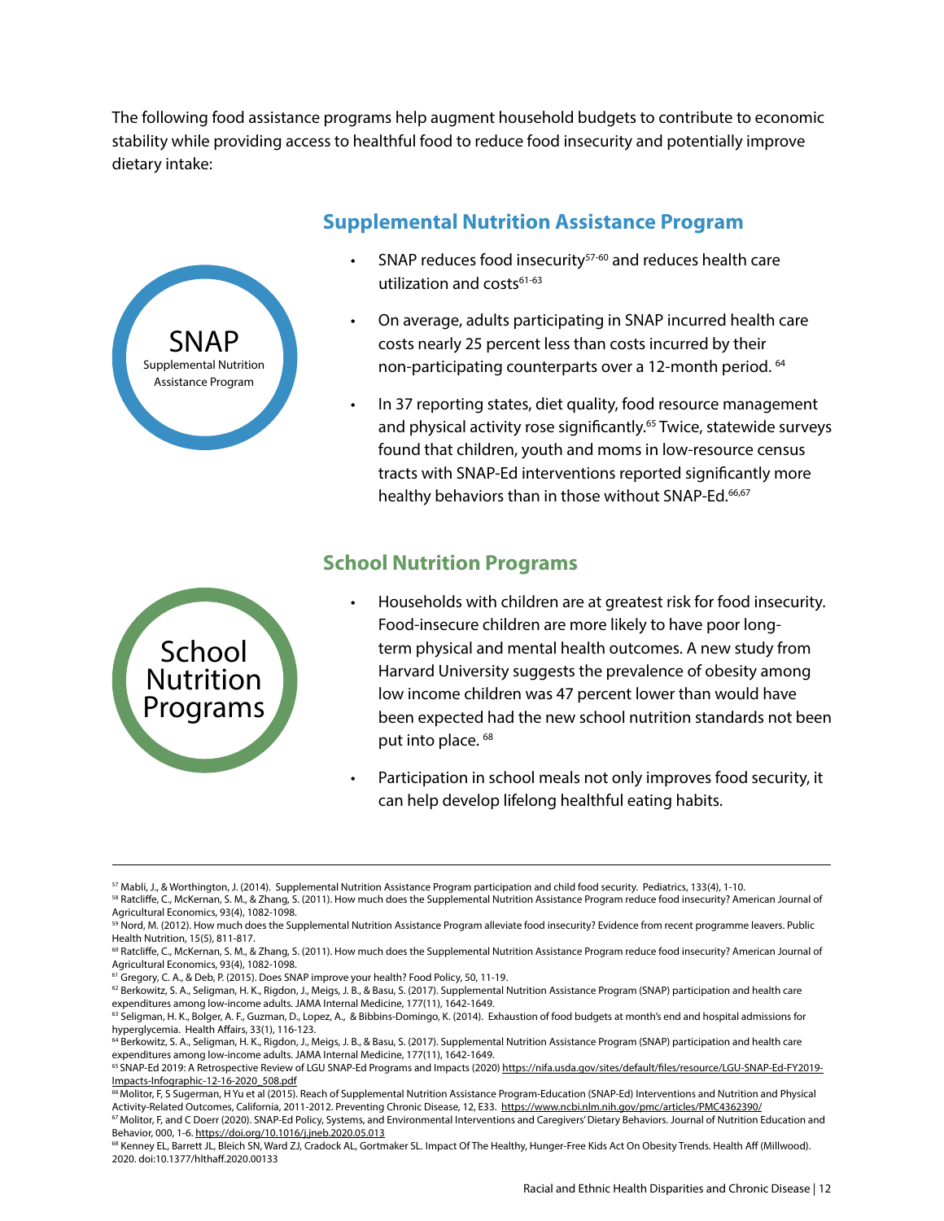The following food assistance programs help augment household budgets to contribute to economic stability while providing access to healthful food to reduce food insecurity and potentially improve dietary intake:

SNAP
Supplemental Nutrition Assistance Program

## Supplemental Nutrition Assistance Program

- SNAP reduces food insecurity[57-60] and reduces health care utilization and costs[61-63]
- On average, adults participating in SNAP incurred health care costs nearly 25 percent less than costs incurred by their non-participating counterparts over a 12-month period. [64]
- In 37 reporting states, diet quality, food resource management and physical activity rose significantly.[65] Twice, statewide surveys found that children, youth and moms in low-resource census tracts with SNAP-Ed interventions reported significantly more healthy behaviors than in those without SNAP-Ed.[66,67]

School Nutrition Programs

## School Nutrition Programs

- Households with children are at greatest risk for food insecurity. Food-insecure children are more likely to have poor long-term physical and mental health outcomes. A new study from Harvard University suggests the prevalence of obesity among low income children was 47 percent lower than would have been expected had the new school nutrition standards not been put into place. [68]
- Participation in school meals not only improves food security, it can help develop lifelong healthful eating habits.

---

[57] Mabli, J., & Worthington, J. (2014). Supplemental Nutrition Assistance Program participation and child food security. Pediatrics, 133(4), 1-10.

[58] Ratcliffe, C., McKernan, S. M., & Zhang, S. (2011). How much does the Supplemental Nutrition Assistance Program reduce food insecurity? American Journal of Agricultural Economics, 93(4), 1082-1098.

[59] Nord, M. (2012). How much does the Supplemental Nutrition Assistance Program alleviate food insecurity? Evidence from recent programme leavers. Public Health Nutrition, 15(5), 811-817.

[60] Ratcliffe, C., McKernan, S. M., & Zhang, S. (2011). How much does the Supplemental Nutrition Assistance Program reduce food insecurity? American Journal of Agricultural Economics, 93(4), 1082-1098.

[61] Gregory, C. A., & Deb, P. (2015). Does SNAP improve your health? Food Policy, 50, 11-19.

[62] Berkowitz, S. A., Seligman, H. K., Rigdon, J., Meigs, J. B., & Basu, S. (2017). Supplemental Nutrition Assistance Program (SNAP) participation and health care expenditures among low-income adults. JAMA Internal Medicine, 177(11), 1642-1649.

[63] Seligman, H. K., Bolger, A. F., Guzman, D., Lopez, A., & Bibbins-Domingo, K. (2014). Exhaustion of food budgets at month's end and hospital admissions for hyperglycemia. Health Affairs, 33(1), 116-123.

[64] Berkowitz, S. A., Seligman, H. K., Rigdon, J., Meigs, J. B., & Basu, S. (2017). Supplemental Nutrition Assistance Program (SNAP) participation and health care expenditures among low-income adults. JAMA Internal Medicine, 177(11), 1642-1649.

[65] SNAP-Ed 2019: A Retrospective Review of LGU SNAP-Ed Programs and Impacts (2020) https://nifa.usda.gov/sites/default/files/resource/LGU-SNAP-Ed-FY2019-Impacts-Infographic-12-16-2020_508.pdf

[66] Molitor, F, S Sugerman, H Yu et al (2015). Reach of Supplemental Nutrition Assistance Program-Education (SNAP-Ed) Interventions and Nutrition and Physical Activity-Related Outcomes, California, 2011-2012. Preventing Chronic Disease, 12, E33. https://www.ncbi.nlm.nih.gov/pmc/articles/PMC4362390/

[67] Molitor, F, and C Doerr (2020). SNAP-Ed Policy, Systems, and Environmental Interventions and Caregivers' Dietary Behaviors. Journal of Nutrition Education and Behavior, 000, 1-6. https://doi.org/10.1016/j.jneb.2020.05.013

[68] Kenney EL, Barrett JL, Bleich SN, Ward ZJ, Cradock AL, Gortmaker SL. Impact Of The Healthy, Hunger-Free Kids Act On Obesity Trends. Health Aff (Millwood). 2020. doi:10.1377/hlthaff.2020.00133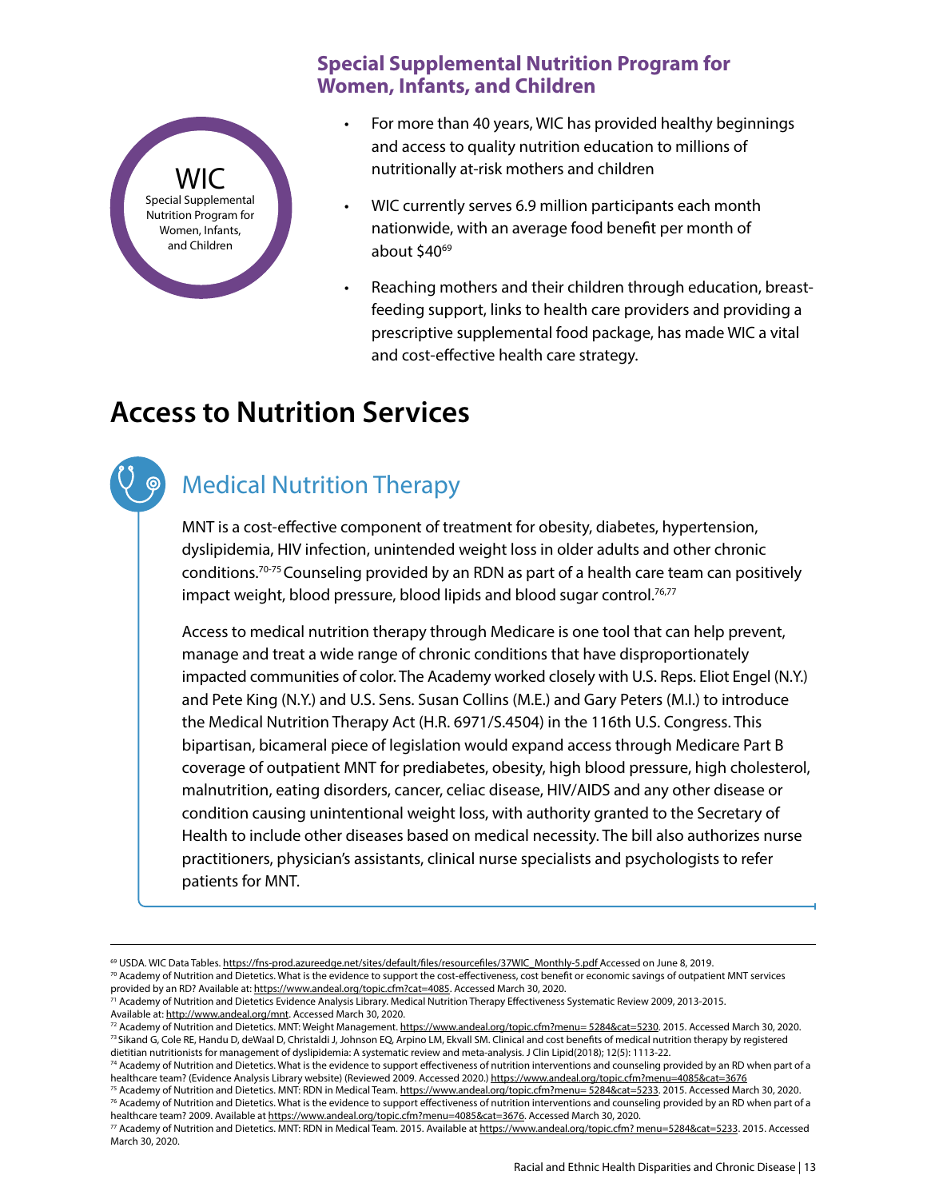## Special Supplemental Nutrition Program for Women, Infants, and Children

WIC
Special Supplemental Nutrition Program for Women, Infants, and Children

- For more than 40 years, WIC has provided healthy beginnings and access to quality nutrition education to millions of nutritionally at-risk mothers and children
- WIC currently serves 6.9 million participants each month nationwide, with an average food benefit per month of about $40[69]
- Reaching mothers and their children through education, breast-feeding support, links to health care providers and providing a prescriptive supplemental food package, has made WIC a vital and cost-effective health care strategy.

# Access to Nutrition Services

## Medical Nutrition Therapy

MNT is a cost-effective component of treatment for obesity, diabetes, hypertension, dyslipidemia, HIV infection, unintended weight loss in older adults and other chronic conditions.[70-75] Counseling provided by an RDN as part of a health care team can positively impact weight, blood pressure, blood lipids and blood sugar control.[76,77]

Access to medical nutrition therapy through Medicare is one tool that can help prevent, manage and treat a wide range of chronic conditions that have disproportionately impacted communities of color. The Academy worked closely with U.S. Reps. Eliot Engel (N.Y.) and Pete King (N.Y.) and U.S. Sens. Susan Collins (M.E.) and Gary Peters (M.I.) to introduce the Medical Nutrition Therapy Act (H.R. 6971/S.4504) in the 116th U.S. Congress. This bipartisan, bicameral piece of legislation would expand access through Medicare Part B coverage of outpatient MNT for prediabetes, obesity, high blood pressure, high cholesterol, malnutrition, eating disorders, cancer, celiac disease, HIV/AIDS and any other disease or condition causing unintentional weight loss, with authority granted to the Secretary of Health to include other diseases based on medical necessity. The bill also authorizes nurse practitioners, physician's assistants, clinical nurse specialists and psychologists to refer patients for MNT.

---

[69] USDA. WIC Data Tables. https://fns-prod.azureedge.net/sites/default/files/resourcefiles/37WIC_Monthly-5.pdf Accessed on June 8, 2019.

[70] Academy of Nutrition and Dietetics. What is the evidence to support the cost-effectiveness, cost benefit or economic savings of outpatient MNT services provided by an RD? Available at: https://www.andeal.org/topic.cfm?cat=4085. Accessed March 30, 2020.

[71] Academy of Nutrition and Dietetics Evidence Analysis Library. Medical Nutrition Therapy Effectiveness Systematic Review 2009, 2013-2015. Available at: http://www.andeal.org/mnt. Accessed March 30, 2020.

[72] Academy of Nutrition and Dietetics. MNT: Weight Management. https://www.andeal.org/topic.cfm?menu= 5284&cat=5230. 2015. Accessed March 30, 2020.

[73] Sikand G, Cole RE, Handu D, deWaal D, Christaldi J, Johnson EQ, Arpino LM, Ekvall SM. Clinical and cost benefits of medical nutrition therapy by registered dietitian nutritionists for management of dyslipidemia: A systematic review and meta-analysis. J Clin Lipid(2018); 12(5): 1113-22.

[74] Academy of Nutrition and Dietetics. What is the evidence to support effectiveness of nutrition interventions and counseling provided by an RD when part of a healthcare team? (Evidence Analysis Library website) (Reviewed 2009. Accessed 2020.) https://www.andeal.org/topic.cfm?menu=4085&cat=3676

[75] Academy of Nutrition and Dietetics. MNT: RDN in Medical Team. https://www.andeal.org/topic.cfm?menu= 5284&cat=5233. 2015. Accessed March 30, 2020.

[76] Academy of Nutrition and Dietetics. What is the evidence to support effectiveness of nutrition interventions and counseling provided by an RD when part of a healthcare team? 2009. Available at https://www.andeal.org/topic.cfm?menu=4085&cat=3676. Accessed March 30, 2020.

[77] Academy of Nutrition and Dietetics. MNT: RDN in Medical Team. 2015. Available at https://www.andeal.org/topic.cfm? menu=5284&cat=5233. 2015. Accessed March 30, 2020.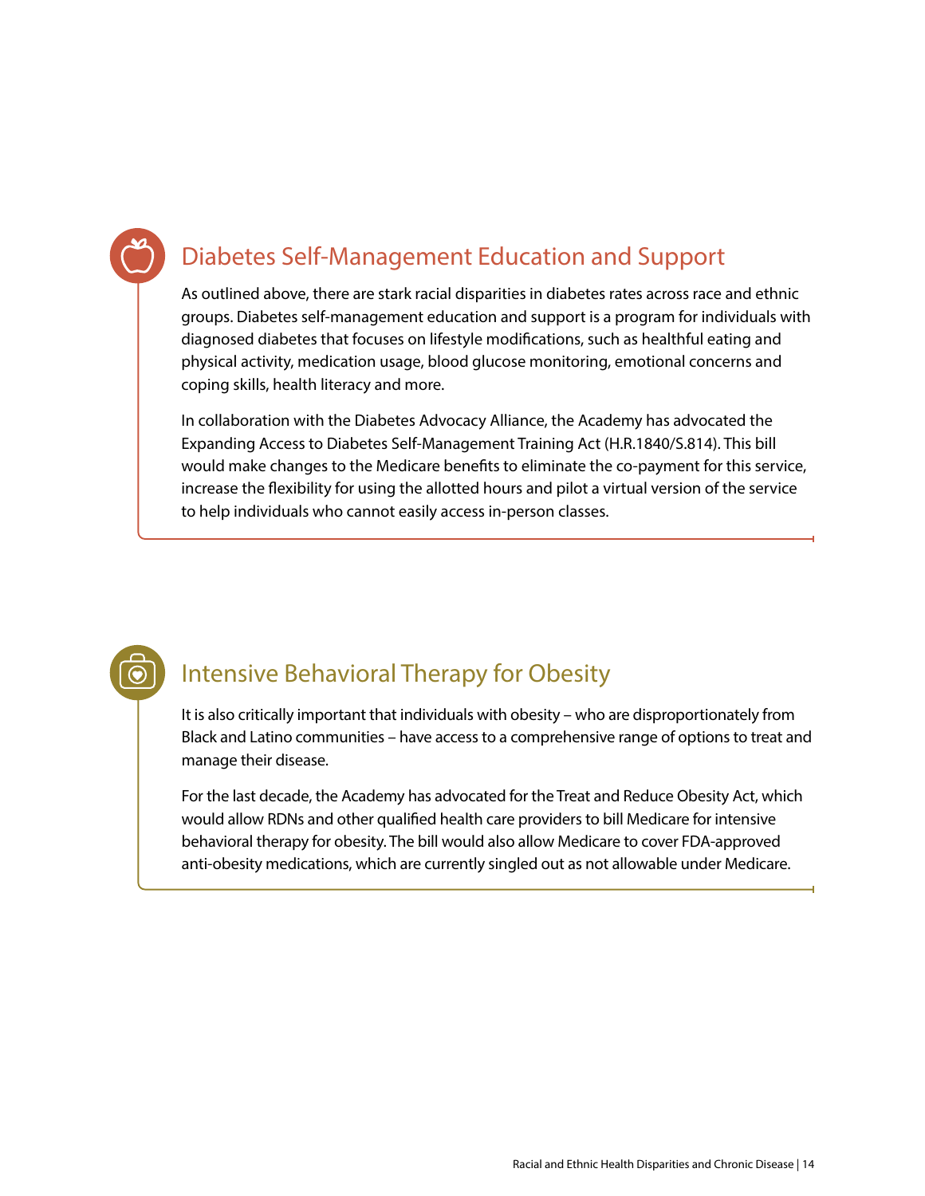## Diabetes Self-Management Education and Support

As outlined above, there are stark racial disparities in diabetes rates across race and ethnic groups. Diabetes self-management education and support is a program for individuals with diagnosed diabetes that focuses on lifestyle modifications, such as healthful eating and physical activity, medication usage, blood glucose monitoring, emotional concerns and coping skills, health literacy and more.

In collaboration with the Diabetes Advocacy Alliance, the Academy has advocated the Expanding Access to Diabetes Self-Management Training Act (H.R.1840/S.814). This bill would make changes to the Medicare benefits to eliminate the co-payment for this service, increase the flexibility for using the allotted hours and pilot a virtual version of the service to help individuals who cannot easily access in-person classes.

## Intensive Behavioral Therapy for Obesity

It is also critically important that individuals with obesity – who are disproportionately from Black and Latino communities – have access to a comprehensive range of options to treat and manage their disease.

For the last decade, the Academy has advocated for the Treat and Reduce Obesity Act, which would allow RDNs and other qualified health care providers to bill Medicare for intensive behavioral therapy for obesity. The bill would also allow Medicare to cover FDA-approved anti-obesity medications, which are currently singled out as not allowable under Medicare.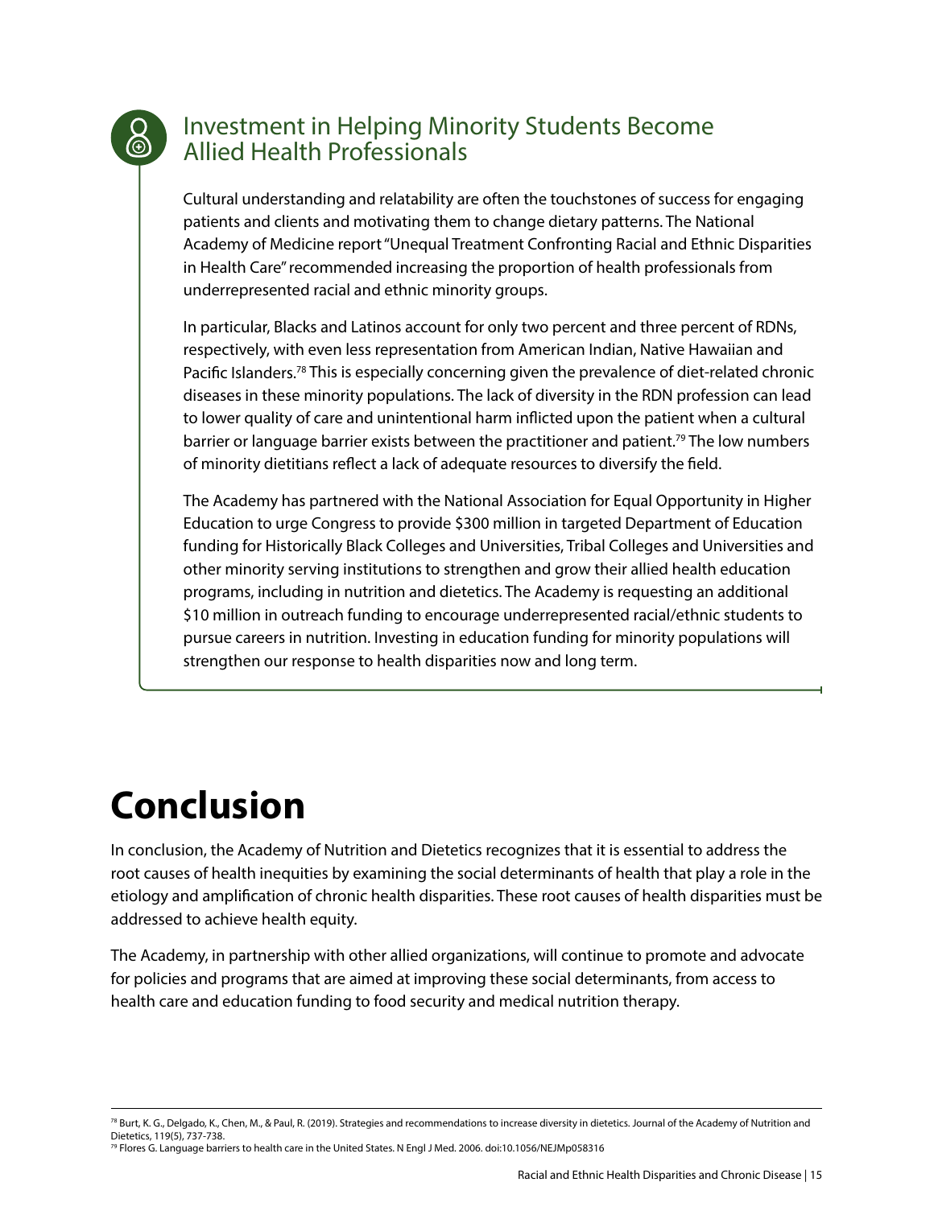## Investment in Helping Minority Students Become Allied Health Professionals

Cultural understanding and relatability are often the touchstones of success for engaging patients and clients and motivating them to change dietary patterns. The National Academy of Medicine report "Unequal Treatment Confronting Racial and Ethnic Disparities in Health Care" recommended increasing the proportion of health professionals from underrepresented racial and ethnic minority groups.

In particular, Blacks and Latinos account for only two percent and three percent of RDNs, respectively, with even less representation from American Indian, Native Hawaiian and Pacific Islanders.[78] This is especially concerning given the prevalence of diet-related chronic diseases in these minority populations. The lack of diversity in the RDN profession can lead to lower quality of care and unintentional harm inflicted upon the patient when a cultural barrier or language barrier exists between the practitioner and patient.[79] The low numbers of minority dietitians reflect a lack of adequate resources to diversify the field.

The Academy has partnered with the National Association for Equal Opportunity in Higher Education to urge Congress to provide $300 million in targeted Department of Education funding for Historically Black Colleges and Universities, Tribal Colleges and Universities and other minority serving institutions to strengthen and grow their allied health education programs, including in nutrition and dietetics. The Academy is requesting an additional $10 million in outreach funding to encourage underrepresented racial/ethnic students to pursue careers in nutrition. Investing in education funding for minority populations will strengthen our response to health disparities now and long term.

# Conclusion

In conclusion, the Academy of Nutrition and Dietetics recognizes that it is essential to address the root causes of health inequities by examining the social determinants of health that play a role in the etiology and amplification of chronic health disparities. These root causes of health disparities must be addressed to achieve health equity.

The Academy, in partnership with other allied organizations, will continue to promote and advocate for policies and programs that are aimed at improving these social determinants, from access to health care and education funding to food security and medical nutrition therapy.

---

[78] Burt, K. G., Delgado, K., Chen, M., & Paul, R. (2019). Strategies and recommendations to increase diversity in dietetics. Journal of the Academy of Nutrition and Dietetics, 119(5), 737-738.

[79] Flores G. Language barriers to health care in the United States. N Engl J Med. 2006. doi:10.1056/NEJMp058316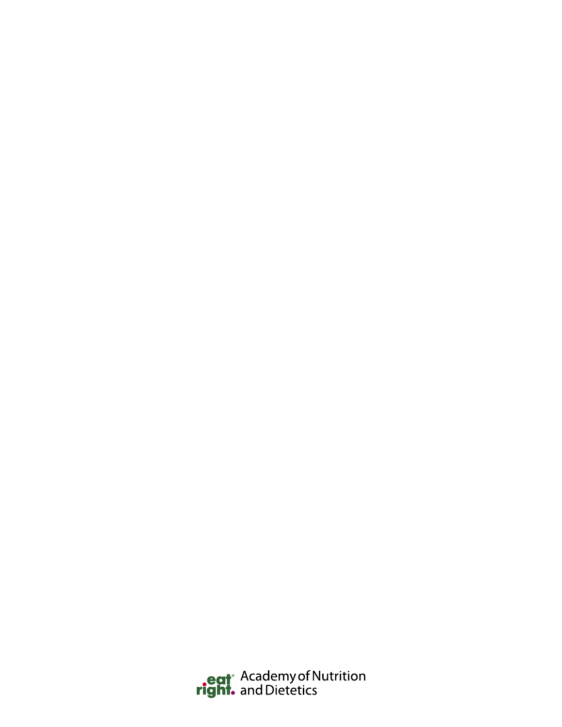eat right. Academy of Nutrition and Dietetics